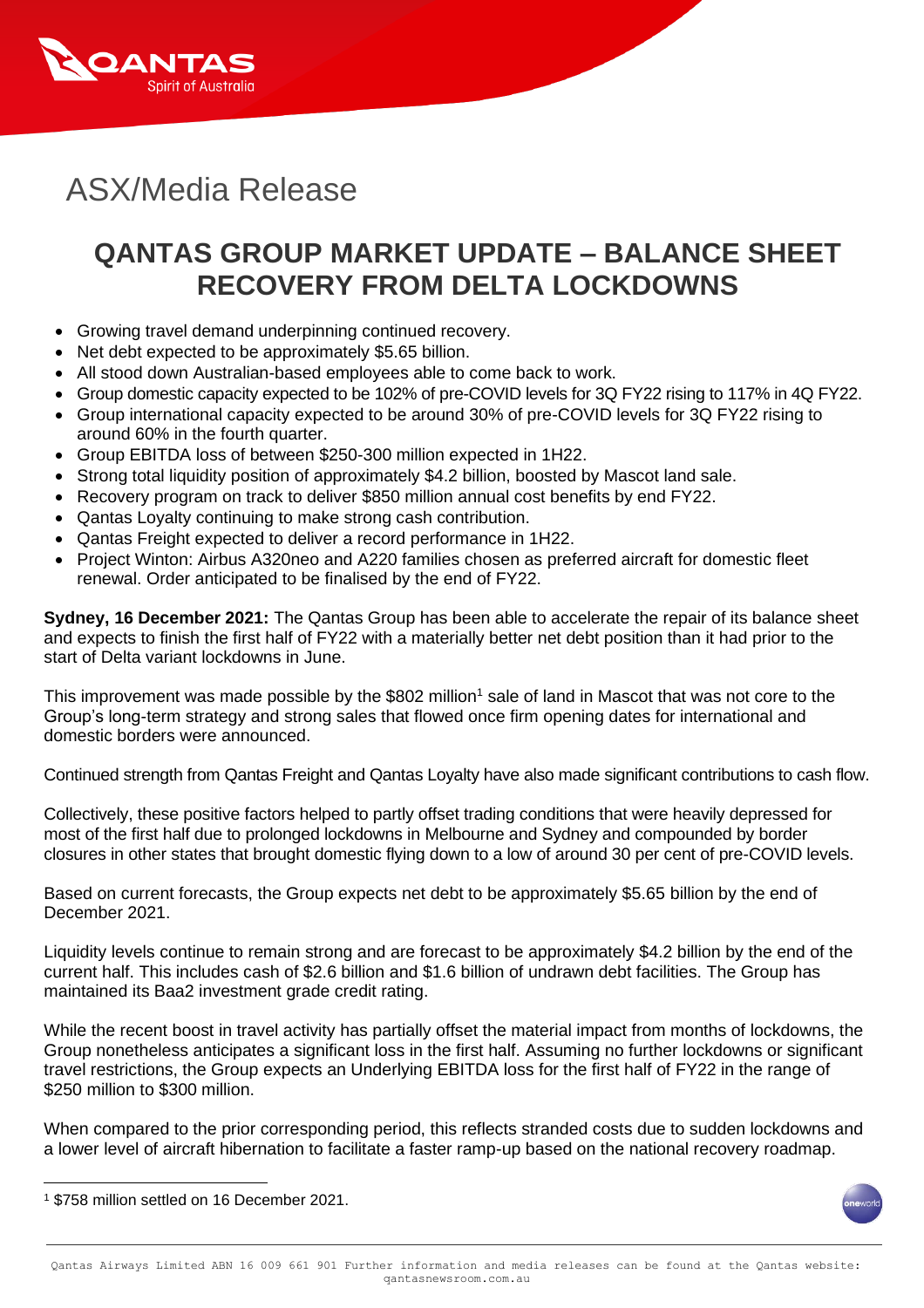# ASX/Media Release

## QANTAS GROUP MARKET UPDATE – BALANCE SHEET RECOVERY FROM DELTA LOCKDOWNS

- Growing travel demand underpinning continued recovery.
- Net debt expected to be approximately $5.65 billion.
- All stood down Australian-based employees able to come back to work.
- Group domestic capacity expected to be 102% of pre-COVID levels for 3Q FY22 rising to 117% in 4Q FY22.
- Group international capacity expected to be around 30% of pre-COVID levels for 3Q FY22 rising to around 60% in the fourth quarter.
- Group EBITDA loss of between $250-300 million expected in 1H22.
- Strong total liquidity position of approximately $4.2 billion, boosted by Mascot land sale.
- Recovery program on track to deliver $850 million annual cost benefits by end FY22.
- Qantas Loyalty continuing to make strong cash contribution.
- Qantas Freight expected to deliver a record performance in 1H22.
- Project Winton: Airbus A320neo and A220 families chosen as preferred aircraft for domestic fleet renewal. Order anticipated to be finalised by the end of FY22.

**Sydney, 16 December 2021:** The Qantas Group has been able to accelerate the repair of its balance sheet and expects to finish the first half of FY22 with a materially better net debt position than it had prior to the start of Delta variant lockdowns in June.

This improvement was made possible by the $802 million[1] sale of land in Mascot that was not core to the Group's long-term strategy and strong sales that flowed once firm opening dates for international and domestic borders were announced.

Continued strength from Qantas Freight and Qantas Loyalty have also made significant contributions to cash flow.

Collectively, these positive factors helped to partly offset trading conditions that were heavily depressed for most of the first half due to prolonged lockdowns in Melbourne and Sydney and compounded by border closures in other states that brought domestic flying down to a low of around 30 per cent of pre-COVID levels.

Based on current forecasts, the Group expects net debt to be approximately $5.65 billion by the end of December 2021.

Liquidity levels continue to remain strong and are forecast to be approximately $4.2 billion by the end of the current half. This includes cash of $2.6 billion and $1.6 billion of undrawn debt facilities. The Group has maintained its Baa2 investment grade credit rating.

While the recent boost in travel activity has partially offset the material impact from months of lockdowns, the Group nonetheless anticipates a significant loss in the first half. Assuming no further lockdowns or significant travel restrictions, the Group expects an Underlying EBITDA loss for the first half of FY22 in the range of $250 million to $300 million.

When compared to the prior corresponding period, this reflects stranded costs due to sudden lockdowns and a lower level of aircraft hibernation to facilitate a faster ramp-up based on the national recovery roadmap.

[1] $758 million settled on 16 December 2021.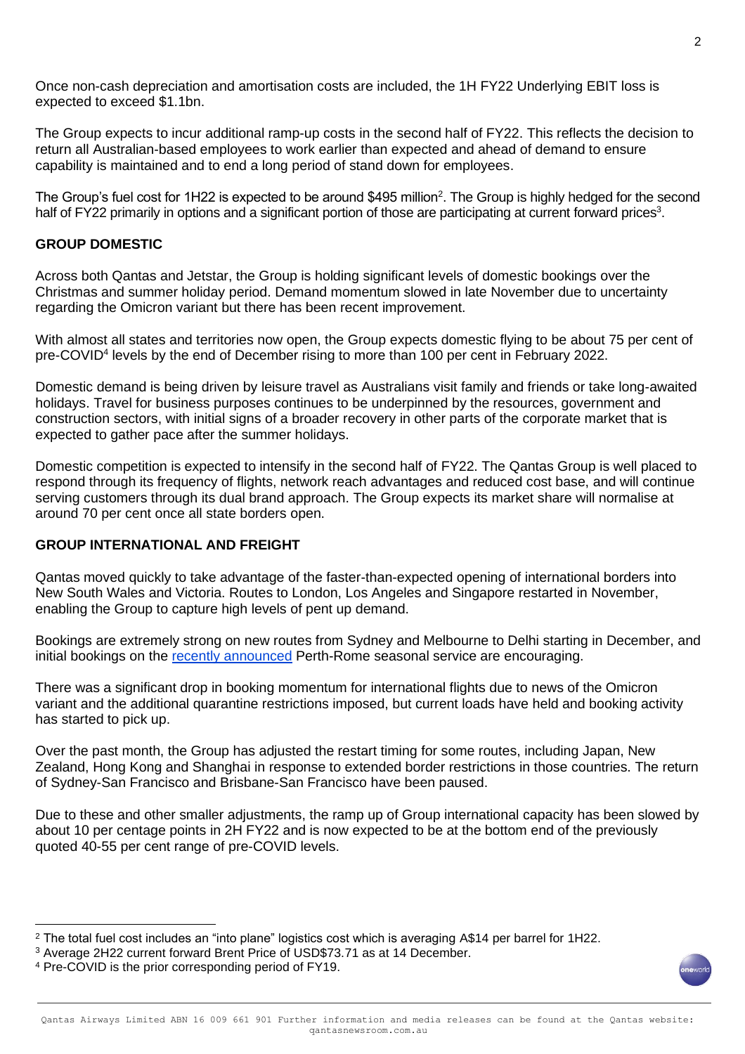Once non-cash depreciation and amortisation costs are included, the 1H FY22 Underlying EBIT loss is expected to exceed $1.1bn.

The Group expects to incur additional ramp-up costs in the second half of FY22. This reflects the decision to return all Australian-based employees to work earlier than expected and ahead of demand to ensure capability is maintained and to end a long period of stand down for employees.

The Group's fuel cost for 1H22 is expected to be around $495 million[2]. The Group is highly hedged for the second half of FY22 primarily in options and a significant portion of those are participating at current forward prices[3].

**GROUP DOMESTIC**

Across both Qantas and Jetstar, the Group is holding significant levels of domestic bookings over the Christmas and summer holiday period. Demand momentum slowed in late November due to uncertainty regarding the Omicron variant but there has been recent improvement.

With almost all states and territories now open, the Group expects domestic flying to be about 75 per cent of pre-COVID[4] levels by the end of December rising to more than 100 per cent in February 2022.

Domestic demand is being driven by leisure travel as Australians visit family and friends or take long-awaited holidays. Travel for business purposes continues to be underpinned by the resources, government and construction sectors, with initial signs of a broader recovery in other parts of the corporate market that is expected to gather pace after the summer holidays.

Domestic competition is expected to intensify in the second half of FY22. The Qantas Group is well placed to respond through its frequency of flights, network reach advantages and reduced cost base, and will continue serving customers through its dual brand approach. The Group expects its market share will normalise at around 70 per cent once all state borders open.

**GROUP INTERNATIONAL AND FREIGHT**

Qantas moved quickly to take advantage of the faster-than-expected opening of international borders into New South Wales and Victoria. Routes to London, Los Angeles and Singapore restarted in November, enabling the Group to capture high levels of pent up demand.

Bookings are extremely strong on new routes from Sydney and Melbourne to Delhi starting in December, and initial bookings on the recently announced Perth-Rome seasonal service are encouraging.

There was a significant drop in booking momentum for international flights due to news of the Omicron variant and the additional quarantine restrictions imposed, but current loads have held and booking activity has started to pick up.

Over the past month, the Group has adjusted the restart timing for some routes, including Japan, New Zealand, Hong Kong and Shanghai in response to extended border restrictions in those countries. The return of Sydney-San Francisco and Brisbane-San Francisco have been paused.

Due to these and other smaller adjustments, the ramp up of Group international capacity has been slowed by about 10 per centage points in 2H FY22 and is now expected to be at the bottom end of the previously quoted 40-55 per cent range of pre-COVID levels.

---

[2] The total fuel cost includes an "into plane" logistics cost which is averaging A$14 per barrel for 1H22.

[3] Average 2H22 current forward Brent Price of USD$73.71 as at 14 December.

[4] Pre-COVID is the prior corresponding period of FY19.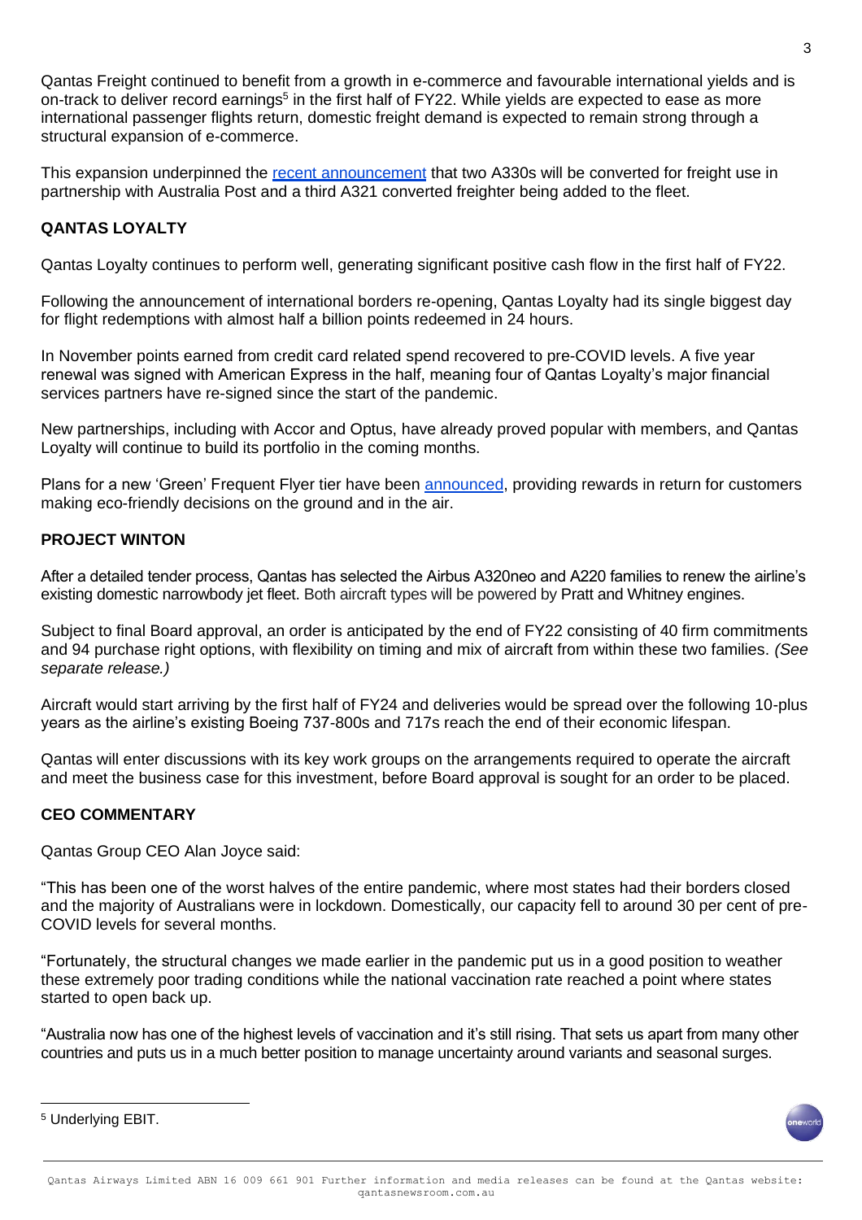Qantas Freight continued to benefit from a growth in e-commerce and favourable international yields and is on-track to deliver record earnings[5] in the first half of FY22. While yields are expected to ease as more international passenger flights return, domestic freight demand is expected to remain strong through a structural expansion of e-commerce.

This expansion underpinned the recent announcement that two A330s will be converted for freight use in partnership with Australia Post and a third A321 converted freighter being added to the fleet.

## QANTAS LOYALTY

Qantas Loyalty continues to perform well, generating significant positive cash flow in the first half of FY22.

Following the announcement of international borders re-opening, Qantas Loyalty had its single biggest day for flight redemptions with almost half a billion points redeemed in 24 hours.

In November points earned from credit card related spend recovered to pre-COVID levels. A five year renewal was signed with American Express in the half, meaning four of Qantas Loyalty's major financial services partners have re-signed since the start of the pandemic.

New partnerships, including with Accor and Optus, have already proved popular with members, and Qantas Loyalty will continue to build its portfolio in the coming months.

Plans for a new 'Green' Frequent Flyer tier have been announced, providing rewards in return for customers making eco-friendly decisions on the ground and in the air.

## PROJECT WINTON

After a detailed tender process, Qantas has selected the Airbus A320neo and A220 families to renew the airline's existing domestic narrowbody jet fleet. Both aircraft types will be powered by Pratt and Whitney engines.

Subject to final Board approval, an order is anticipated by the end of FY22 consisting of 40 firm commitments and 94 purchase right options, with flexibility on timing and mix of aircraft from within these two families. *(See separate release.)*

Aircraft would start arriving by the first half of FY24 and deliveries would be spread over the following 10-plus years as the airline's existing Boeing 737-800s and 717s reach the end of their economic lifespan.

Qantas will enter discussions with its key work groups on the arrangements required to operate the aircraft and meet the business case for this investment, before Board approval is sought for an order to be placed.

## CEO COMMENTARY

Qantas Group CEO Alan Joyce said:

"This has been one of the worst halves of the entire pandemic, where most states had their borders closed and the majority of Australians were in lockdown. Domestically, our capacity fell to around 30 per cent of pre-COVID levels for several months.

"Fortunately, the structural changes we made earlier in the pandemic put us in a good position to weather these extremely poor trading conditions while the national vaccination rate reached a point where states started to open back up.

"Australia now has one of the highest levels of vaccination and it's still rising. That sets us apart from many other countries and puts us in a much better position to manage uncertainty around variants and seasonal surges.

---

[5] Underlying EBIT.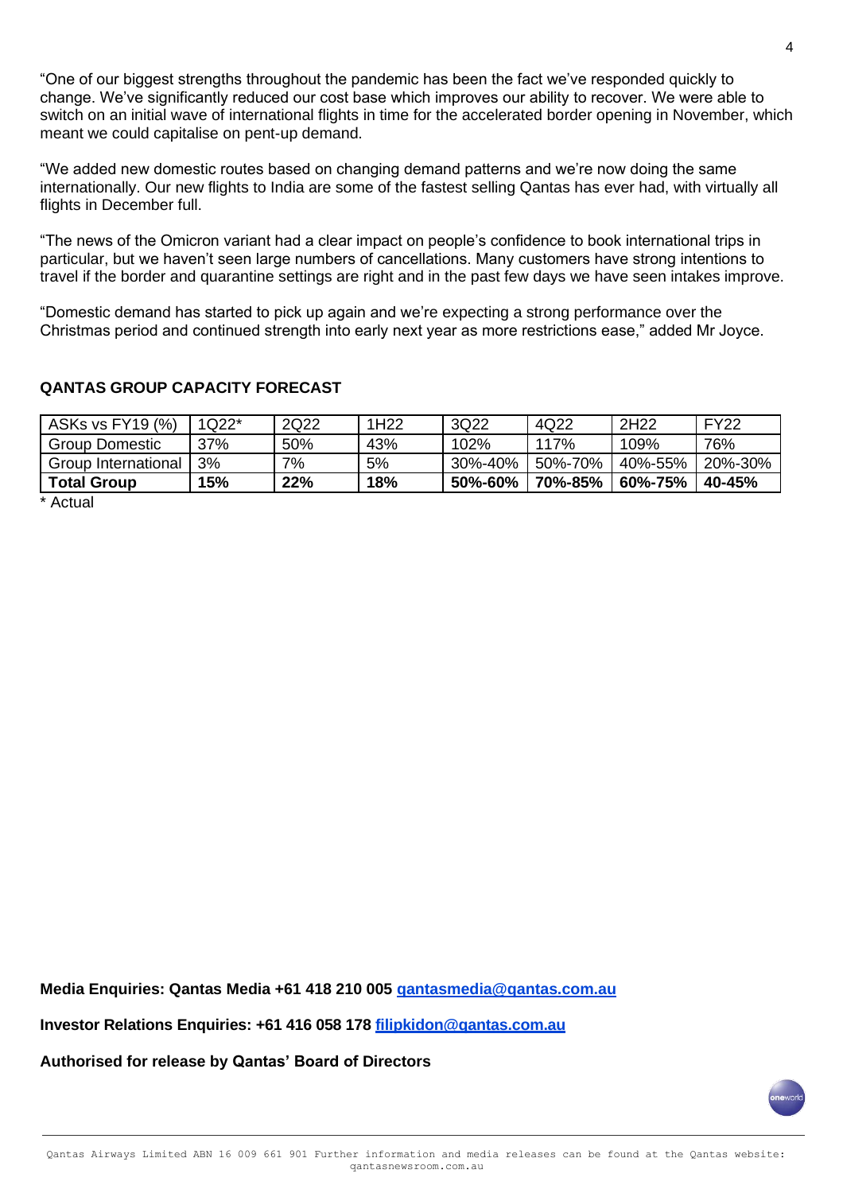"One of our biggest strengths throughout the pandemic has been the fact we've responded quickly to change. We've significantly reduced our cost base which improves our ability to recover. We were able to switch on an initial wave of international flights in time for the accelerated border opening in November, which meant we could capitalise on pent-up demand.

"We added new domestic routes based on changing demand patterns and we're now doing the same internationally. Our new flights to India are some of the fastest selling Qantas has ever had, with virtually all flights in December full.

"The news of the Omicron variant had a clear impact on people's confidence to book international trips in particular, but we haven't seen large numbers of cancellations. Many customers have strong intentions to travel if the border and quarantine settings are right and in the past few days we have seen intakes improve.

"Domestic demand has started to pick up again and we're expecting a strong performance over the Christmas period and continued strength into early next year as more restrictions ease," added Mr Joyce.

**QANTAS GROUP CAPACITY FORECAST**

| ASKs vs FY19 (%) | 1Q22* | 2Q22 | 1H22 | 3Q22 | 4Q22 | 2H22 | FY22 |
|---|---|---|---|---|---|---|---|
| Group Domestic | 37% | 50% | 43% | 102% | 117% | 109% | 76% |
| Group International | 3% | 7% | 5% | 30%-40% | 50%-70% | 40%-55% | 20%-30% |
| **Total Group** | **15%** | **22%** | **18%** | **50%-60%** | **70%-85%** | **60%-75%** | **40-45%** |

* Actual

**Media Enquiries: Qantas Media +61 418 210 005 [qantasmedia@qantas.com.au](mailto:qantasmedia@qantas.com.au)**

**Investor Relations Enquiries: +61 416 058 178 [filipkidon@qantas.com.au](mailto:filipkidon@qantas.com.au)**

**Authorised for release by Qantas' Board of Directors**

Qantas Airways Limited ABN 16 009 661 901 Further information and media releases can be found at the Qantas website: qantasnewsroom.com.au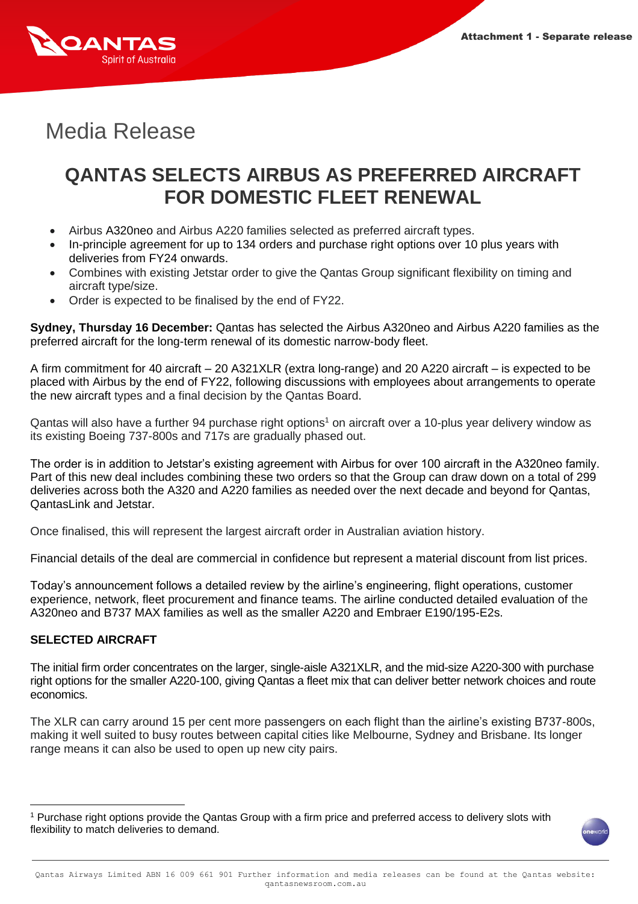Attachment 1 - Separate release

# Media Release

## QANTAS SELECTS AIRBUS AS PREFERRED AIRCRAFT FOR DOMESTIC FLEET RENEWAL

- Airbus A320neo and Airbus A220 families selected as preferred aircraft types.
- In-principle agreement for up to 134 orders and purchase right options over 10 plus years with deliveries from FY24 onwards.
- Combines with existing Jetstar order to give the Qantas Group significant flexibility on timing and aircraft type/size.
- Order is expected to be finalised by the end of FY22.

**Sydney, Thursday 16 December:** Qantas has selected the Airbus A320neo and Airbus A220 families as the preferred aircraft for the long-term renewal of its domestic narrow-body fleet.

A firm commitment for 40 aircraft – 20 A321XLR (extra long-range) and 20 A220 aircraft – is expected to be placed with Airbus by the end of FY22, following discussions with employees about arrangements to operate the new aircraft types and a final decision by the Qantas Board.

Qantas will also have a further 94 purchase right options[1] on aircraft over a 10-plus year delivery window as its existing Boeing 737-800s and 717s are gradually phased out.

The order is in addition to Jetstar's existing agreement with Airbus for over 100 aircraft in the A320neo family. Part of this new deal includes combining these two orders so that the Group can draw down on a total of 299 deliveries across both the A320 and A220 families as needed over the next decade and beyond for Qantas, QantasLink and Jetstar.

Once finalised, this will represent the largest aircraft order in Australian aviation history.

Financial details of the deal are commercial in confidence but represent a material discount from list prices.

Today's announcement follows a detailed review by the airline's engineering, flight operations, customer experience, network, fleet procurement and finance teams. The airline conducted detailed evaluation of the A320neo and B737 MAX families as well as the smaller A220 and Embraer E190/195-E2s.

**SELECTED AIRCRAFT**

The initial firm order concentrates on the larger, single-aisle A321XLR, and the mid-size A220-300 with purchase right options for the smaller A220-100, giving Qantas a fleet mix that can deliver better network choices and route economics.

The XLR can carry around 15 per cent more passengers on each flight than the airline's existing B737-800s, making it well suited to busy routes between capital cities like Melbourne, Sydney and Brisbane. Its longer range means it can also be used to open up new city pairs.

[1] Purchase right options provide the Qantas Group with a firm price and preferred access to delivery slots with flexibility to match deliveries to demand.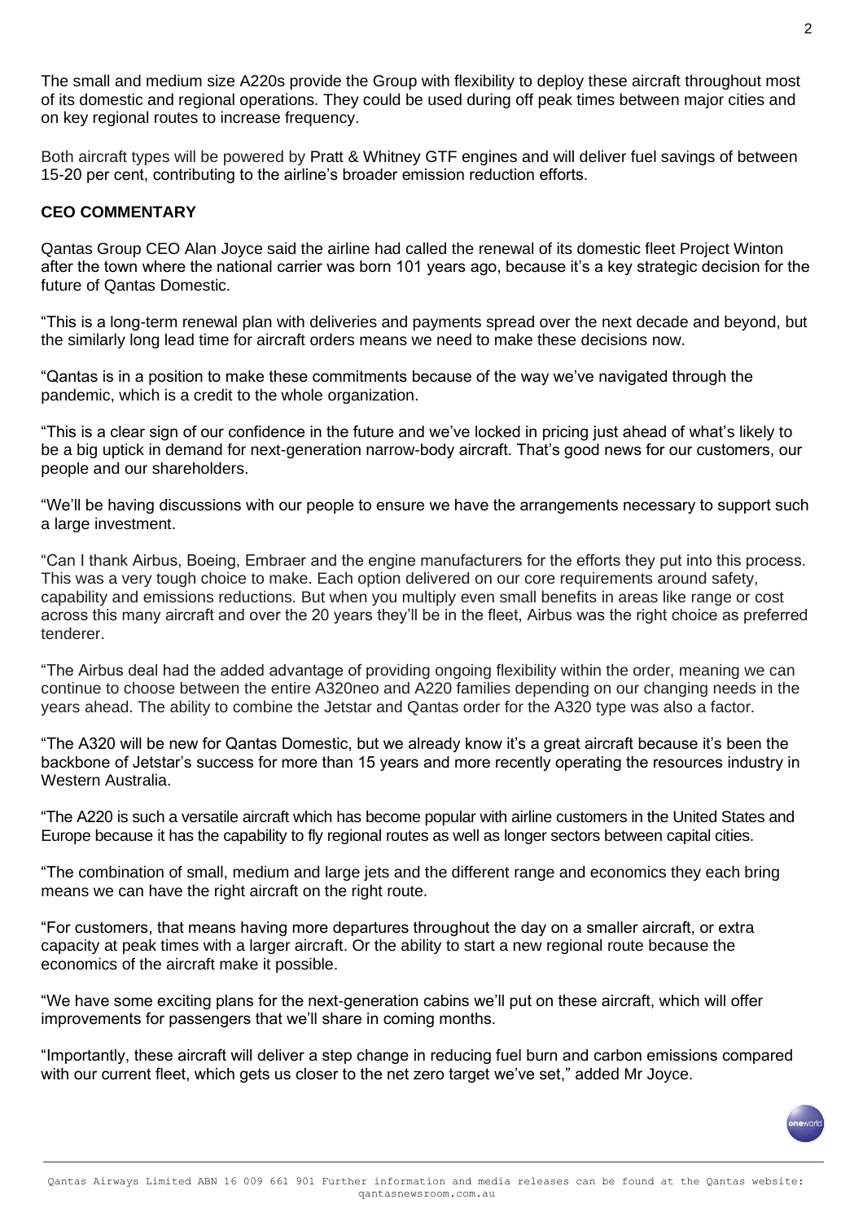The small and medium size A220s provide the Group with flexibility to deploy these aircraft throughout most of its domestic and regional operations. They could be used during off peak times between major cities and on key regional routes to increase frequency.

Both aircraft types will be powered by Pratt & Whitney GTF engines and will deliver fuel savings of between 15-20 per cent, contributing to the airline's broader emission reduction efforts.

**CEO COMMENTARY**

Qantas Group CEO Alan Joyce said the airline had called the renewal of its domestic fleet Project Winton after the town where the national carrier was born 101 years ago, because it's a key strategic decision for the future of Qantas Domestic.

"This is a long-term renewal plan with deliveries and payments spread over the next decade and beyond, but the similarly long lead time for aircraft orders means we need to make these decisions now.

"Qantas is in a position to make these commitments because of the way we've navigated through the pandemic, which is a credit to the whole organization.

"This is a clear sign of our confidence in the future and we've locked in pricing just ahead of what's likely to be a big uptick in demand for next-generation narrow-body aircraft. That's good news for our customers, our people and our shareholders.

"We'll be having discussions with our people to ensure we have the arrangements necessary to support such a large investment.

"Can I thank Airbus, Boeing, Embraer and the engine manufacturers for the efforts they put into this process. This was a very tough choice to make. Each option delivered on our core requirements around safety, capability and emissions reductions. But when you multiply even small benefits in areas like range or cost across this many aircraft and over the 20 years they'll be in the fleet, Airbus was the right choice as preferred tenderer.

"The Airbus deal had the added advantage of providing ongoing flexibility within the order, meaning we can continue to choose between the entire A320neo and A220 families depending on our changing needs in the years ahead. The ability to combine the Jetstar and Qantas order for the A320 type was also a factor.

"The A320 will be new for Qantas Domestic, but we already know it's a great aircraft because it's been the backbone of Jetstar's success for more than 15 years and more recently operating the resources industry in Western Australia.

"The A220 is such a versatile aircraft which has become popular with airline customers in the United States and Europe because it has the capability to fly regional routes as well as longer sectors between capital cities.

"The combination of small, medium and large jets and the different range and economics they each bring means we can have the right aircraft on the right route.

"For customers, that means having more departures throughout the day on a smaller aircraft, or extra capacity at peak times with a larger aircraft. Or the ability to start a new regional route because the economics of the aircraft make it possible.

"We have some exciting plans for the next-generation cabins we'll put on these aircraft, which will offer improvements for passengers that we'll share in coming months.

"Importantly, these aircraft will deliver a step change in reducing fuel burn and carbon emissions compared with our current fleet, which gets us closer to the net zero target we've set," added Mr Joyce.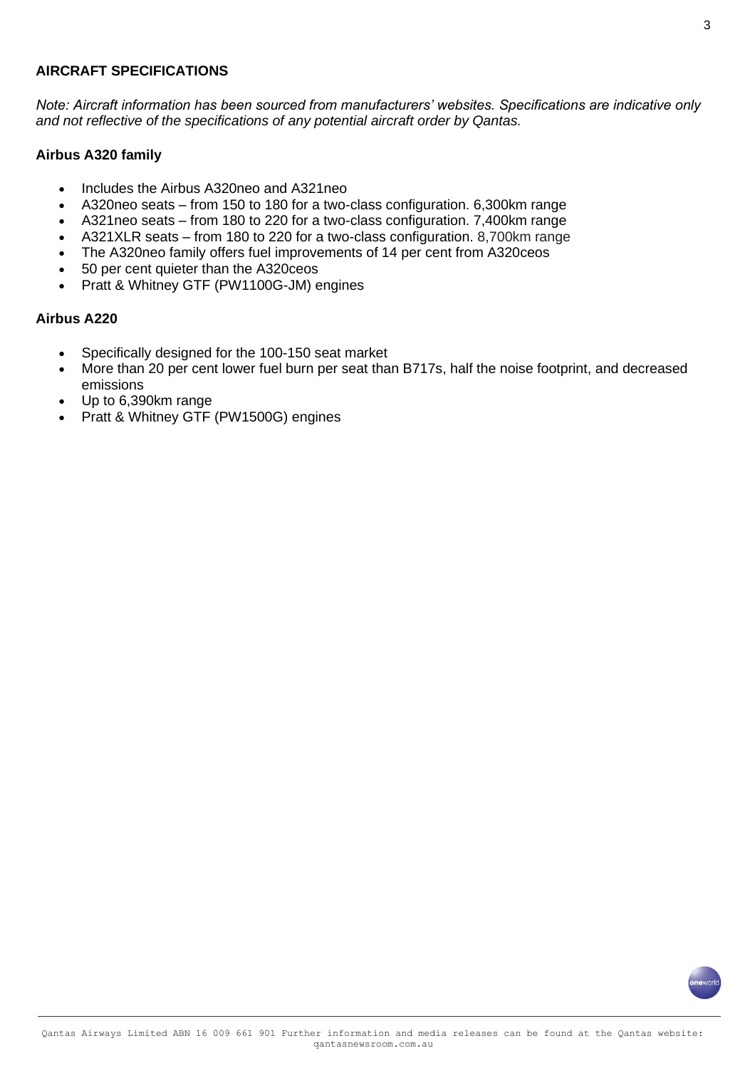## AIRCRAFT SPECIFICATIONS

*Note: Aircraft information has been sourced from manufacturers' websites. Specifications are indicative only and not reflective of the specifications of any potential aircraft order by Qantas.*

### Airbus A320 family

- Includes the Airbus A320neo and A321neo
- A320neo seats – from 150 to 180 for a two-class configuration. 6,300km range
- A321neo seats – from 180 to 220 for a two-class configuration. 7,400km range
- A321XLR seats – from 180 to 220 for a two-class configuration. 8,700km range
- The A320neo family offers fuel improvements of 14 per cent from A320ceos
- 50 per cent quieter than the A320ceos
- Pratt & Whitney GTF (PW1100G-JM) engines

### Airbus A220

- Specifically designed for the 100-150 seat market
- More than 20 per cent lower fuel burn per seat than B717s, half the noise footprint, and decreased emissions
- Up to 6,390km range
- Pratt & Whitney GTF (PW1500G) engines